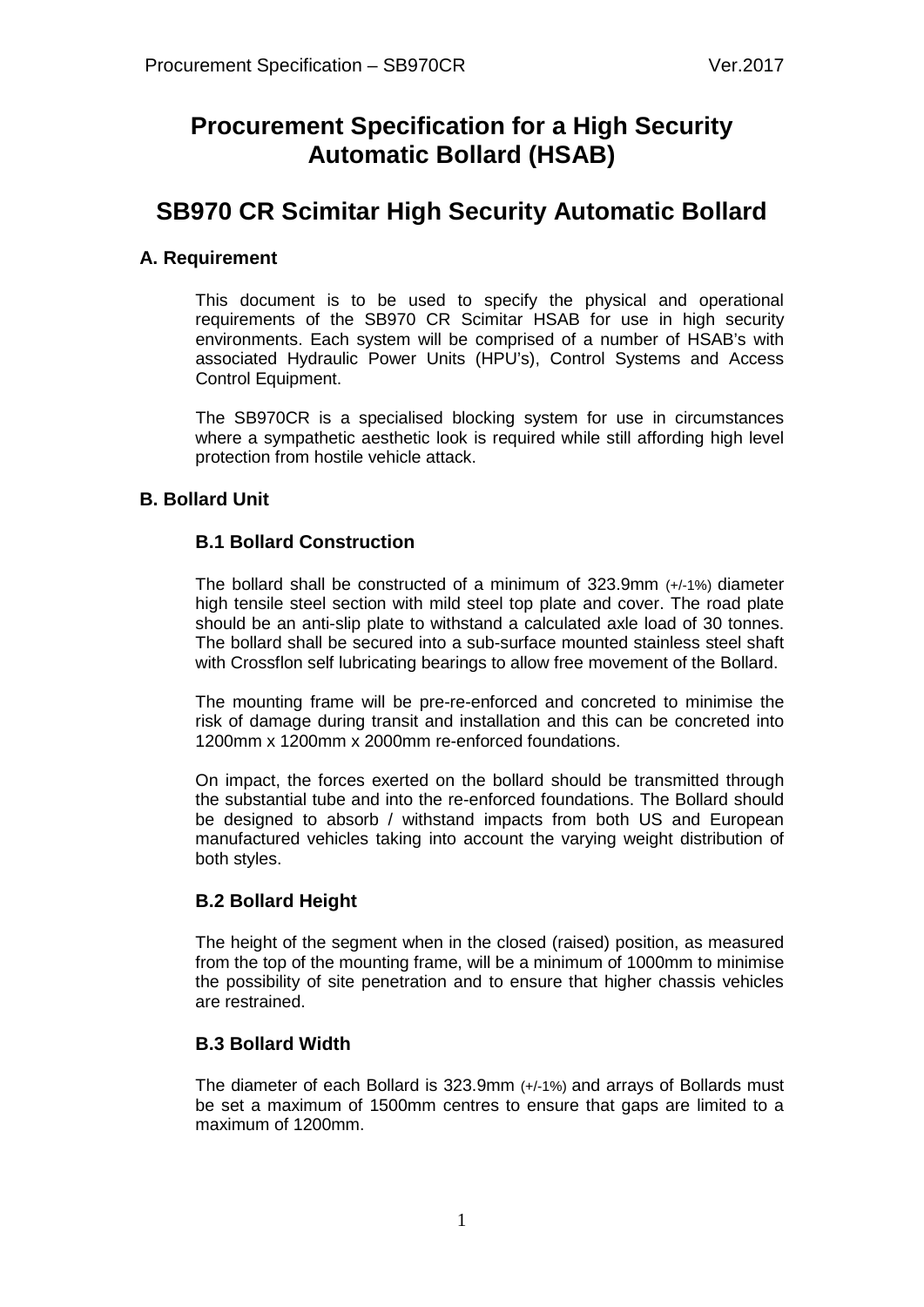# Procurement Specification for a High Security Automatic Bollard (HSAB)

# SB970 CR Scimitar High Security Automatic Bollard

## A. Requirement

This document is to be used to specify the physical and operational requirements of the SB970 CR Scimitar HSAB for use in high security environments. Each system will be comprised of a number of HSAB's with associated Hydraulic Power Units (HPU's), Control Systems and Access Control Equipment.

The SB970CR is a specialised blocking system for use in circumstances where a sympathetic aesthetic look is required while still affording high level protection from hostile vehicle attack.

## B. Bollard Unit

### B.1 Bollard Construction

The bollard shall be constructed of a minimum of 323.9mm (+/-1%) diameter high tensile steel section with mild steel top plate and cover. The road plate should be an anti-slip plate to withstand a calculated axle load of 30 tonnes. The bollard shall be secured into a sub-surface mounted stainless steel shaft with Crossflon self lubricating bearings to allow free movement of the Bollard.

The mounting frame will be pre-re-enforced and concreted to minimise the risk of damage during transit and installation and this can be concreted into 1200mm x 1200mm x 2000mm re-enforced foundations.

On impact, the forces exerted on the bollard should be transmitted through the substantial tube and into the re-enforced foundations. The Bollard should be designed to absorb / withstand impacts from both US and European manufactured vehicles taking into account the varying weight distribution of both styles.

### B.2 Bollard Height

The height of the segment when in the closed (raised) position, as measured from the top of the mounting frame, will be a minimum of 1000mm to minimise the possibility of site penetration and to ensure that higher chassis vehicles are restrained.

### B.3 Bollard Width

The diameter of each Bollard is 323.9mm (+/-1%) and arrays of Bollards must be set a maximum of 1500mm centres to ensure that gaps are limited to a maximum of 1200mm.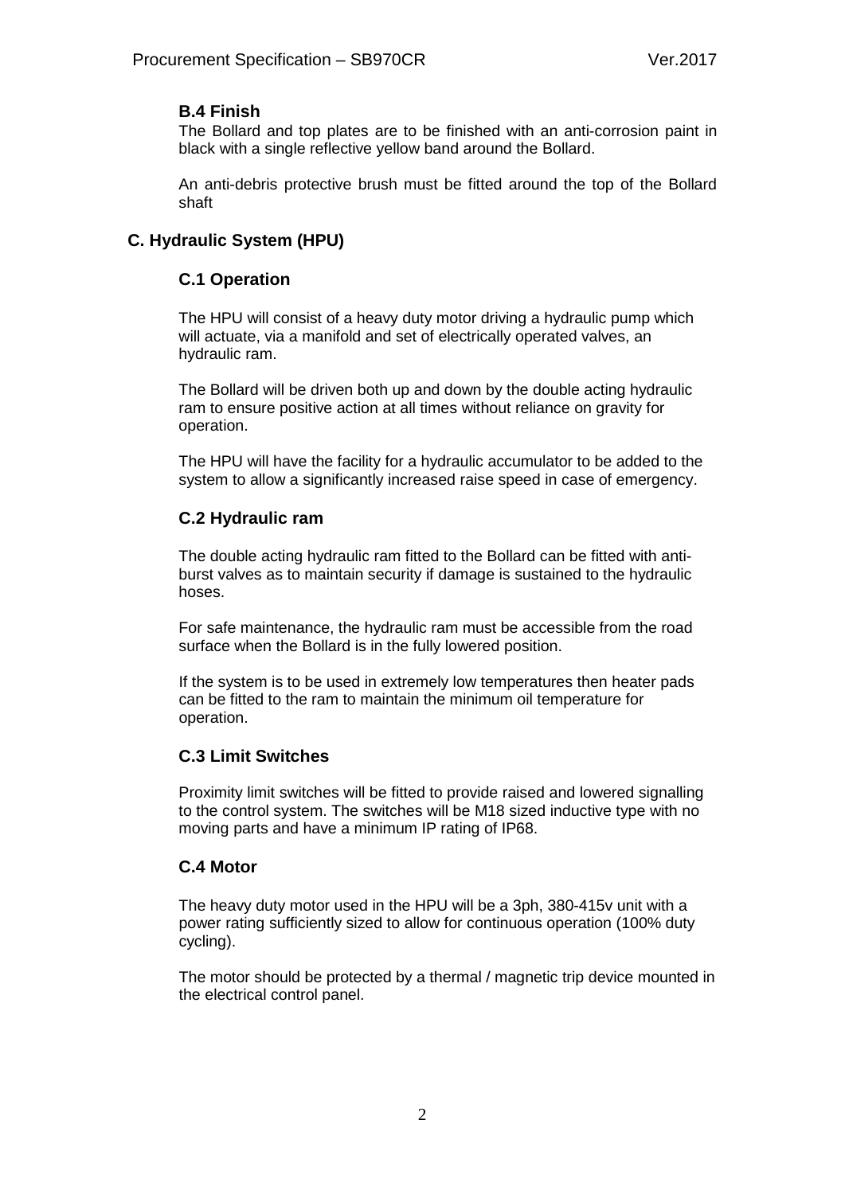### B.4 Finish

The Bollard and top plates are to be finished with an anti-corrosion paint in black with a single reflective yellow band around the Bollard.

An anti-debris protective brush must be fitted around the top of the Bollard shaft

## C. Hydraulic System (HPU)

### C.1 Operation

The HPU will consist of a heavy duty motor driving a hydraulic pump which will actuate, via a manifold and set of electrically operated valves, an hydraulic ram.

The Bollard will be driven both up and down by the double acting hydraulic ram to ensure positive action at all times without reliance on gravity for operation.

The HPU will have the facility for a hydraulic accumulator to be added to the system to allow a significantly increased raise speed in case of emergency.

### C.2 Hydraulic ram

The double acting hydraulic ram fitted to the Bollard can be fitted with anti-burst valves as to maintain security if damage is sustained to the hydraulic hoses.

For safe maintenance, the hydraulic ram must be accessible from the road surface when the Bollard is in the fully lowered position.

If the system is to be used in extremely low temperatures then heater pads can be fitted to the ram to maintain the minimum oil temperature for operation.

### C.3 Limit Switches

Proximity limit switches will be fitted to provide raised and lowered signalling to the control system. The switches will be M18 sized inductive type with no moving parts and have a minimum IP rating of IP68.

### C.4 Motor

The heavy duty motor used in the HPU will be a 3ph, 380-415v unit with a power rating sufficiently sized to allow for continuous operation (100% duty cycling).

The motor should be protected by a thermal / magnetic trip device mounted in the electrical control panel.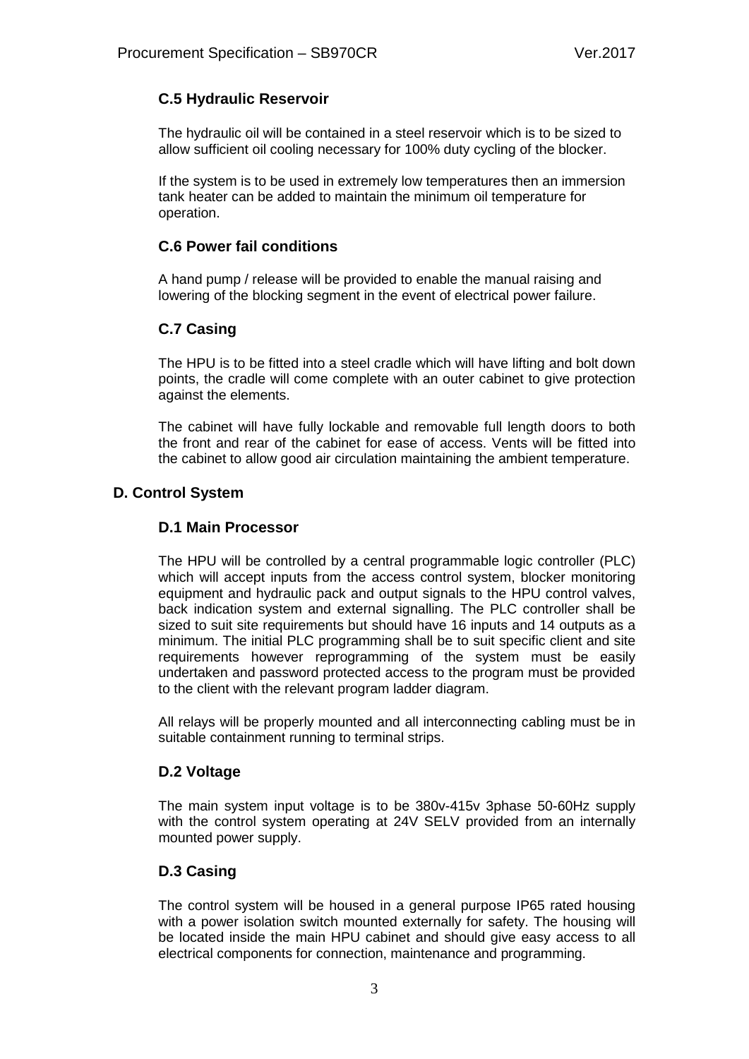### C.5 Hydraulic Reservoir

The hydraulic oil will be contained in a steel reservoir which is to be sized to allow sufficient oil cooling necessary for 100% duty cycling of the blocker.

If the system is to be used in extremely low temperatures then an immersion tank heater can be added to maintain the minimum oil temperature for operation.

### C.6 Power fail conditions

A hand pump / release will be provided to enable the manual raising and lowering of the blocking segment in the event of electrical power failure.

### C.7 Casing

The HPU is to be fitted into a steel cradle which will have lifting and bolt down points, the cradle will come complete with an outer cabinet to give protection against the elements.

The cabinet will have fully lockable and removable full length doors to both the front and rear of the cabinet for ease of access. Vents will be fitted into the cabinet to allow good air circulation maintaining the ambient temperature.

## D. Control System

### D.1 Main Processor

The HPU will be controlled by a central programmable logic controller (PLC) which will accept inputs from the access control system, blocker monitoring equipment and hydraulic pack and output signals to the HPU control valves, back indication system and external signalling. The PLC controller shall be sized to suit site requirements but should have 16 inputs and 14 outputs as a minimum. The initial PLC programming shall be to suit specific client and site requirements however reprogramming of the system must be easily undertaken and password protected access to the program must be provided to the client with the relevant program ladder diagram.

All relays will be properly mounted and all interconnecting cabling must be in suitable containment running to terminal strips.

### D.2 Voltage

The main system input voltage is to be 380v-415v 3phase 50-60Hz supply with the control system operating at 24V SELV provided from an internally mounted power supply.

### D.3 Casing

The control system will be housed in a general purpose IP65 rated housing with a power isolation switch mounted externally for safety. The housing will be located inside the main HPU cabinet and should give easy access to all electrical components for connection, maintenance and programming.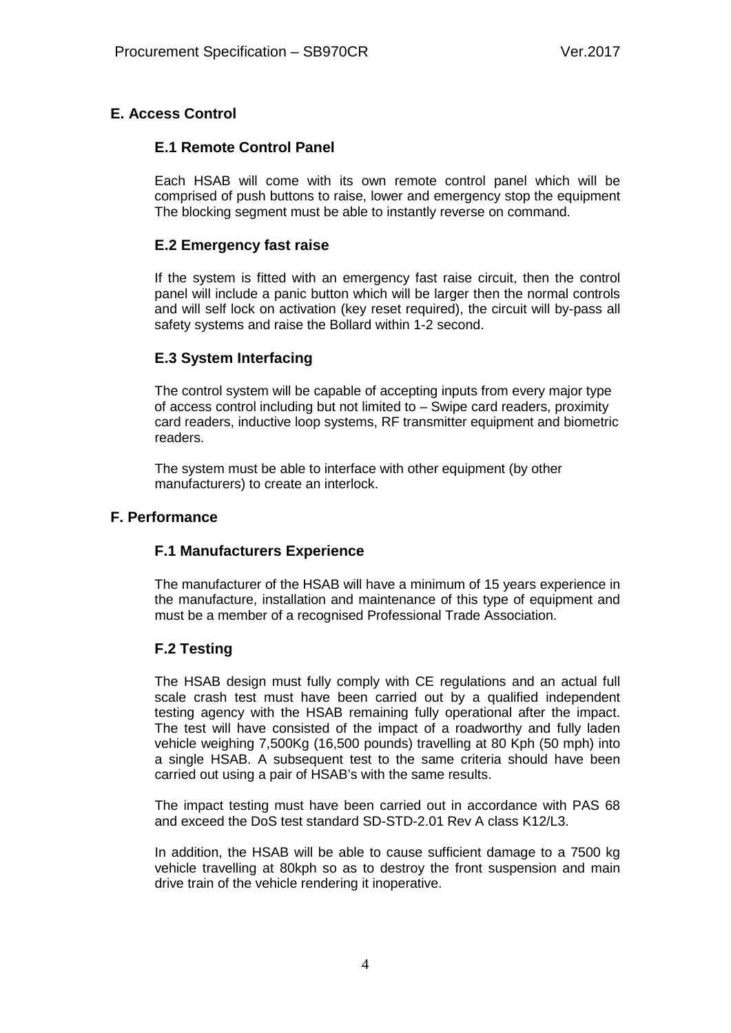## E. Access Control

### E.1 Remote Control Panel

Each HSAB will come with its own remote control panel which will be comprised of push buttons to raise, lower and emergency stop the equipment The blocking segment must be able to instantly reverse on command.

### E.2 Emergency fast raise

If the system is fitted with an emergency fast raise circuit, then the control panel will include a panic button which will be larger then the normal controls and will self lock on activation (key reset required), the circuit will by-pass all safety systems and raise the Bollard within 1-2 second.

### E.3 System Interfacing

The control system will be capable of accepting inputs from every major type of access control including but not limited to – Swipe card readers, proximity card readers, inductive loop systems, RF transmitter equipment and biometric readers.

The system must be able to interface with other equipment (by other manufacturers) to create an interlock.

## F. Performance

### F.1 Manufacturers Experience

The manufacturer of the HSAB will have a minimum of 15 years experience in the manufacture, installation and maintenance of this type of equipment and must be a member of a recognised Professional Trade Association.

### F.2 Testing

The HSAB design must fully comply with CE regulations and an actual full scale crash test must have been carried out by a qualified independent testing agency with the HSAB remaining fully operational after the impact. The test will have consisted of the impact of a roadworthy and fully laden vehicle weighing 7,500Kg (16,500 pounds) travelling at 80 Kph (50 mph) into a single HSAB. A subsequent test to the same criteria should have been carried out using a pair of HSAB's with the same results.

The impact testing must have been carried out in accordance with PAS 68 and exceed the DoS test standard SD-STD-2.01 Rev A class K12/L3.

In addition, the HSAB will be able to cause sufficient damage to a 7500 kg vehicle travelling at 80kph so as to destroy the front suspension and main drive train of the vehicle rendering it inoperative.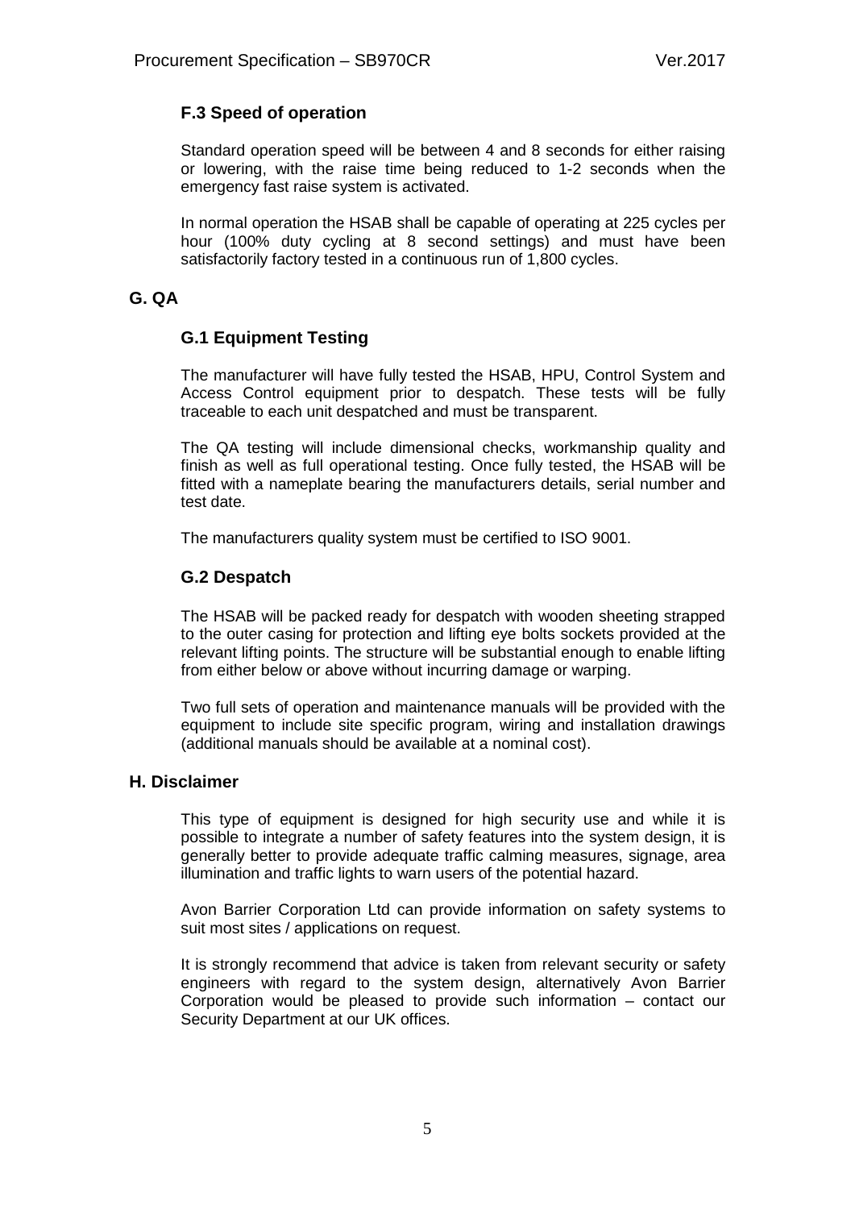### F.3 Speed of operation

Standard operation speed will be between 4 and 8 seconds for either raising or lowering, with the raise time being reduced to 1-2 seconds when the emergency fast raise system is activated.

In normal operation the HSAB shall be capable of operating at 225 cycles per hour (100% duty cycling at 8 second settings) and must have been satisfactorily factory tested in a continuous run of 1,800 cycles.

## G. QA

### G.1 Equipment Testing

The manufacturer will have fully tested the HSAB, HPU, Control System and Access Control equipment prior to despatch. These tests will be fully traceable to each unit despatched and must be transparent.

The QA testing will include dimensional checks, workmanship quality and finish as well as full operational testing. Once fully tested, the HSAB will be fitted with a nameplate bearing the manufacturers details, serial number and test date.

The manufacturers quality system must be certified to ISO 9001.

### G.2 Despatch

The HSAB will be packed ready for despatch with wooden sheeting strapped to the outer casing for protection and lifting eye bolts sockets provided at the relevant lifting points. The structure will be substantial enough to enable lifting from either below or above without incurring damage or warping.

Two full sets of operation and maintenance manuals will be provided with the equipment to include site specific program, wiring and installation drawings (additional manuals should be available at a nominal cost).

## H. Disclaimer

This type of equipment is designed for high security use and while it is possible to integrate a number of safety features into the system design, it is generally better to provide adequate traffic calming measures, signage, area illumination and traffic lights to warn users of the potential hazard.

Avon Barrier Corporation Ltd can provide information on safety systems to suit most sites / applications on request.

It is strongly recommend that advice is taken from relevant security or safety engineers with regard to the system design, alternatively Avon Barrier Corporation would be pleased to provide such information – contact our Security Department at our UK offices.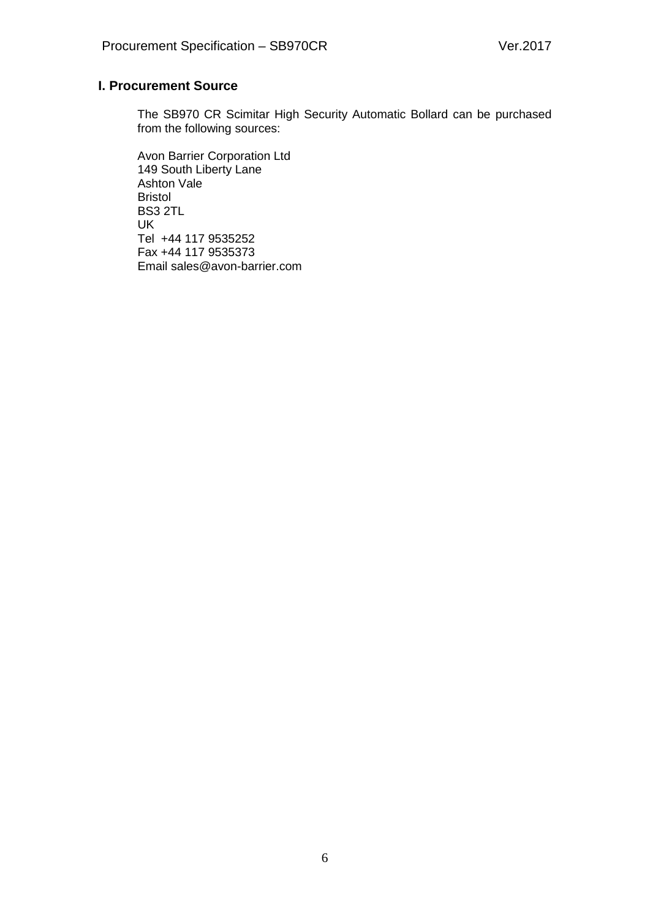## I. Procurement Source

The SB970 CR Scimitar High Security Automatic Bollard can be purchased from the following sources:

Avon Barrier Corporation Ltd
149 South Liberty Lane
Ashton Vale
Bristol
BS3 2TL
UK
Tel +44 117 9535252
Fax +44 117 9535373
Email sales@avon-barrier.com